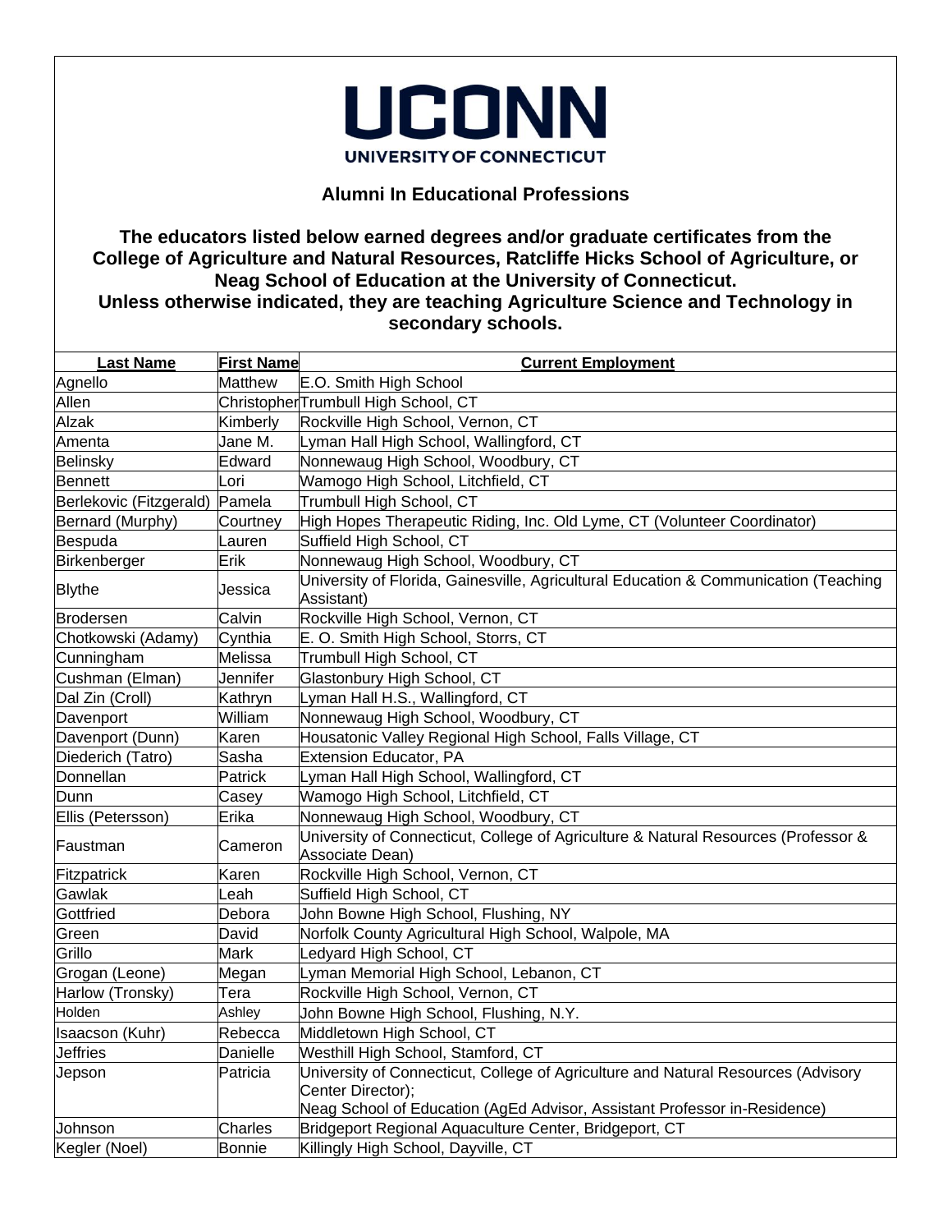# UCONN

UNIVERSITY OF CONNECTICUT

## Alumni In Educational Professions

**The educators listed below earned degrees and/or graduate certificates from the College of Agriculture and Natural Resources, Ratcliffe Hicks School of Agriculture, or Neag School of Education at the University of Connecticut.**
**Unless otherwise indicated, they are teaching Agriculture Science and Technology in secondary schools.**

| Last Name | First Name | Current Employment |
|---|---|---|
| Agnello | Matthew | E.O. Smith High School |
| Allen | Christopher | Trumbull High School, CT |
| Alzak | Kimberly | Rockville High School, Vernon, CT |
| Amenta | Jane M. | Lyman Hall High School, Wallingford, CT |
| Belinsky | Edward | Nonnewaug High School, Woodbury, CT |
| Bennett | Lori | Wamogo High School, Litchfield, CT |
| Berlekovic (Fitzgerald) | Pamela | Trumbull High School, CT |
| Bernard (Murphy) | Courtney | High Hopes Therapeutic Riding, Inc. Old Lyme, CT (Volunteer Coordinator) |
| Bespuda | Lauren | Suffield High School, CT |
| Birkenberger | Erik | Nonnewaug High School, Woodbury, CT |
| Blythe | Jessica | University of Florida, Gainesville, Agricultural Education & Communication (Teaching Assistant) |
| Brodersen | Calvin | Rockville High School, Vernon, CT |
| Chotkowski (Adamy) | Cynthia | E. O. Smith High School, Storrs, CT |
| Cunningham | Melissa | Trumbull High School, CT |
| Cushman (Elman) | Jennifer | Glastonbury High School, CT |
| Dal Zin (Croll) | Kathryn | Lyman Hall H.S., Wallingford, CT |
| Davenport | William | Nonnewaug High School, Woodbury, CT |
| Davenport (Dunn) | Karen | Housatonic Valley Regional High School, Falls Village, CT |
| Diederich (Tatro) | Sasha | Extension Educator, PA |
| Donnellan | Patrick | Lyman Hall High School, Wallingford, CT |
| Dunn | Casey | Wamogo High School, Litchfield, CT |
| Ellis (Petersson) | Erika | Nonnewaug High School, Woodbury, CT |
| Faustman | Cameron | University of Connecticut, College of Agriculture & Natural Resources (Professor & Associate Dean) |
| Fitzpatrick | Karen | Rockville High School, Vernon, CT |
| Gawlak | Leah | Suffield High School, CT |
| Gottfried | Debora | John Bowne High School, Flushing, NY |
| Green | David | Norfolk County Agricultural High School, Walpole, MA |
| Grillo | Mark | Ledyard High School, CT |
| Grogan (Leone) | Megan | Lyman Memorial High School, Lebanon, CT |
| Harlow (Tronsky) | Tera | Rockville High School, Vernon, CT |
| Holden | Ashley | John Bowne High School, Flushing, N.Y. |
| Isaacson (Kuhr) | Rebecca | Middletown High School, CT |
| Jeffries | Danielle | Westhill High School, Stamford, CT |
| Jepson | Patricia | University of Connecticut, College of Agriculture and Natural Resources (Advisory Center Director); Neag School of Education (AgEd Advisor, Assistant Professor in-Residence) |
| Johnson | Charles | Bridgeport Regional Aquaculture Center, Bridgeport, CT |
| Kegler (Noel) | Bonnie | Killingly High School, Dayville, CT |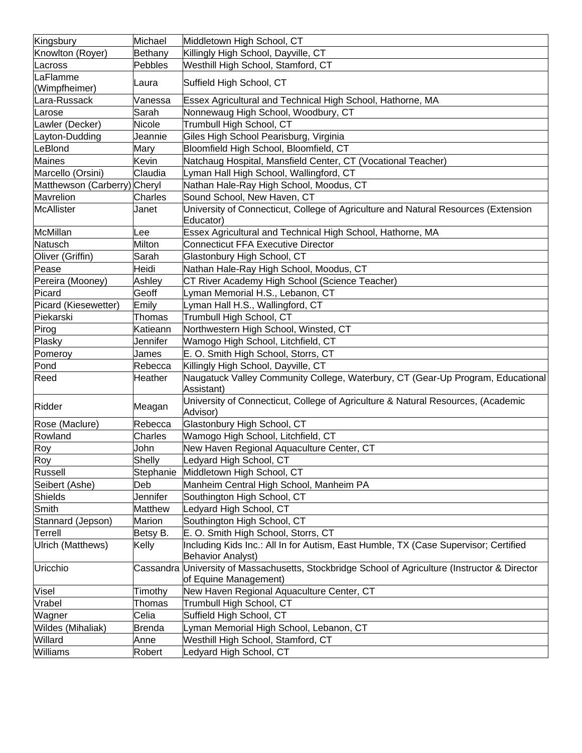| | | |
|---|---|---|
| Kingsbury | Michael | Middletown High School, CT |
| Knowlton (Royer) | Bethany | Killingly High School, Dayville, CT |
| Lacross | Pebbles | Westhill High School, Stamford, CT |
| LaFlamme (Wimpfheimer) | Laura | Suffield High School, CT |
| Lara-Russack | Vanessa | Essex Agricultural and Technical High School, Hathorne, MA |
| Larose | Sarah | Nonnewaug High School, Woodbury, CT |
| Lawler (Decker) | Nicole | Trumbull High School, CT |
| Layton-Dudding | Jeannie | Giles High School Pearisburg, Virginia |
| LeBlond | Mary | Bloomfield High School, Bloomfield, CT |
| Maines | Kevin | Natchaug Hospital, Mansfield Center, CT (Vocational Teacher) |
| Marcello (Orsini) | Claudia | Lyman Hall High School, Wallingford, CT |
| Matthewson (Carberry) | Cheryl | Nathan Hale-Ray High School, Moodus, CT |
| Mavrelion | Charles | Sound School, New Haven, CT |
| McAllister | Janet | University of Connecticut, College of Agriculture and Natural Resources (Extension Educator) |
| McMillan | Lee | Essex Agricultural and Technical High School, Hathorne, MA |
| Natusch | Milton | Connecticut FFA Executive Director |
| Oliver (Griffin) | Sarah | Glastonbury High School, CT |
| Pease | Heidi | Nathan Hale-Ray High School, Moodus, CT |
| Pereira (Mooney) | Ashley | CT River Academy High School (Science Teacher) |
| Picard | Geoff | Lyman Memorial H.S., Lebanon, CT |
| Picard (Kiesewetter) | Emily | Lyman Hall H.S., Wallingford, CT |
| Piekarski | Thomas | Trumbull High School, CT |
| Pirog | Katieann | Northwestern High School, Winsted, CT |
| Plasky | Jennifer | Wamogo High School, Litchfield, CT |
| Pomeroy | James | E. O. Smith High School, Storrs, CT |
| Pond | Rebecca | Killingly High School, Dayville, CT |
| Reed | Heather | Naugatuck Valley Community College, Waterbury, CT (Gear-Up Program, Educational Assistant) |
| Ridder | Meagan | University of Connecticut, College of Agriculture & Natural Resources, (Academic Advisor) |
| Rose (Maclure) | Rebecca | Glastonbury High School, CT |
| Rowland | Charles | Wamogo High School, Litchfield, CT |
| Roy | John | New Haven Regional Aquaculture Center, CT |
| Roy | Shelly | Ledyard High School, CT |
| Russell | Stephanie | Middletown High School, CT |
| Seibert (Ashe) | Deb | Manheim Central High School, Manheim PA |
| Shields | Jennifer | Southington High School, CT |
| Smith | Matthew | Ledyard High School, CT |
| Stannard (Jepson) | Marion | Southington High School, CT |
| Terrell | Betsy B. | E. O. Smith High School, Storrs, CT |
| Ulrich (Matthews) | Kelly | Including Kids Inc.: All In for Autism, East Humble, TX (Case Supervisor; Certified Behavior Analyst) |
| Uricchio | Cassandra | University of Massachusetts, Stockbridge School of Agriculture (Instructor & Director of Equine Management) |
| Visel | Timothy | New Haven Regional Aquaculture Center, CT |
| Vrabel | Thomas | Trumbull High School, CT |
| Wagner | Celia | Suffield High School, CT |
| Wildes (Mihaliak) | Brenda | Lyman Memorial High School, Lebanon, CT |
| Willard | Anne | Westhill High School, Stamford, CT |
| Williams | Robert | Ledyard High School, CT |